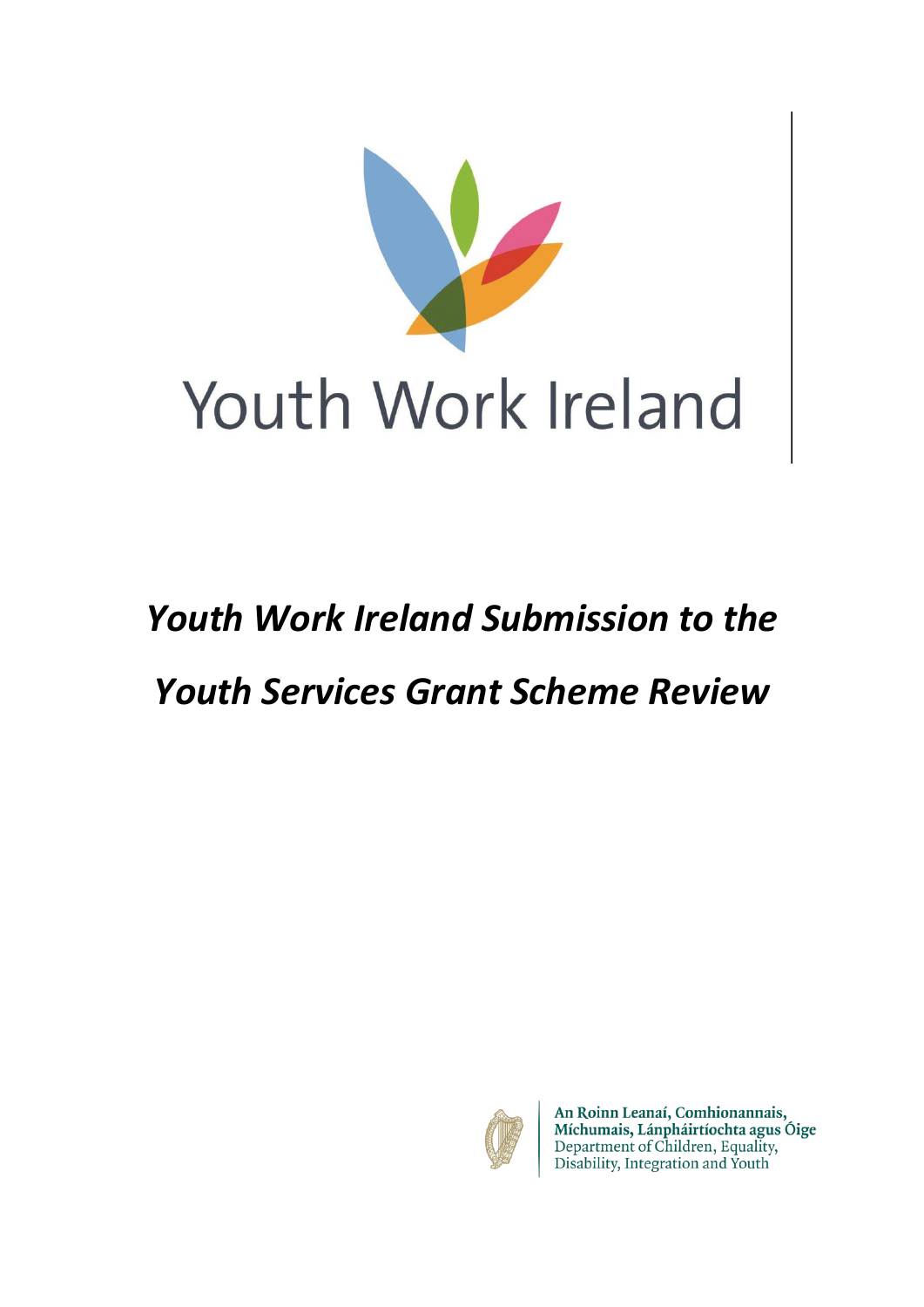Youth Work Ireland

# *Youth Work Ireland Submission to the Youth Services Grant Scheme Review*

An Roinn Leanaí, Comhionannais, Míchumais, Lánpháirtíochta agus Óige
Department of Children, Equality, Disability, Integration and Youth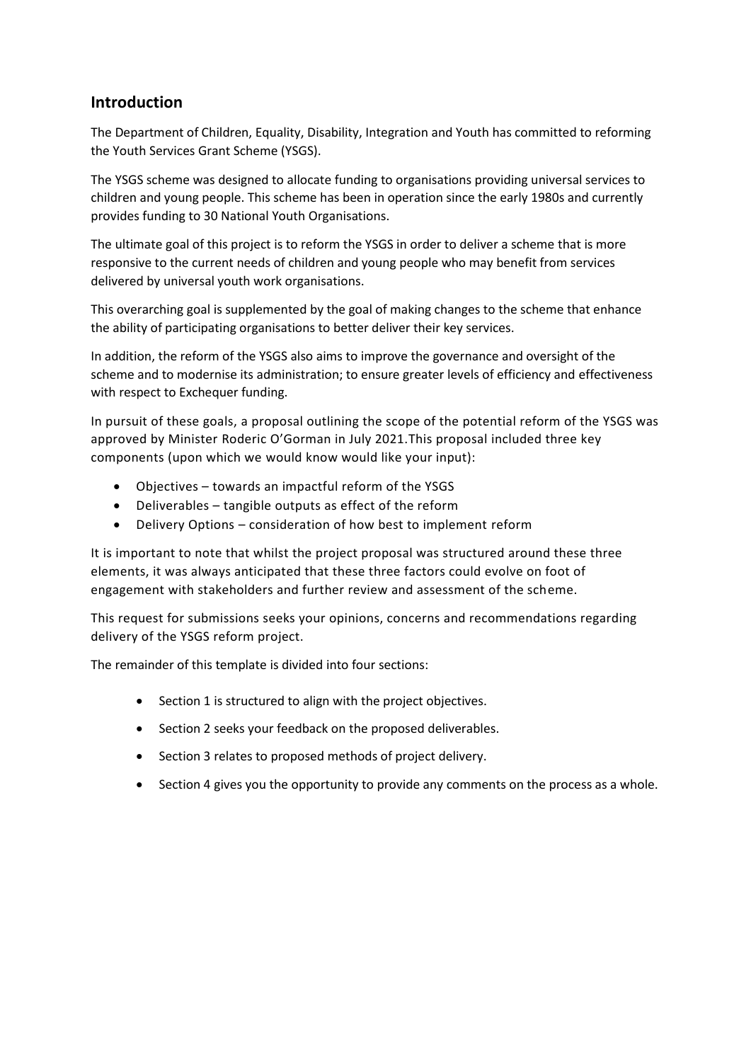## Introduction

The Department of Children, Equality, Disability, Integration and Youth has committed to reforming the Youth Services Grant Scheme (YSGS).

The YSGS scheme was designed to allocate funding to organisations providing universal services to children and young people. This scheme has been in operation since the early 1980s and currently provides funding to 30 National Youth Organisations.

The ultimate goal of this project is to reform the YSGS in order to deliver a scheme that is more responsive to the current needs of children and young people who may benefit from services delivered by universal youth work organisations.

This overarching goal is supplemented by the goal of making changes to the scheme that enhance the ability of participating organisations to better deliver their key services.

In addition, the reform of the YSGS also aims to improve the governance and oversight of the scheme and to modernise its administration; to ensure greater levels of efficiency and effectiveness with respect to Exchequer funding.

In pursuit of these goals, a proposal outlining the scope of the potential reform of the YSGS was approved by Minister Roderic O'Gorman in July 2021.This proposal included three key components (upon which we would know would like your input):

- Objectives – towards an impactful reform of the YSGS
- Deliverables – tangible outputs as effect of the reform
- Delivery Options – consideration of how best to implement reform

It is important to note that whilst the project proposal was structured around these three elements, it was always anticipated that these three factors could evolve on foot of engagement with stakeholders and further review and assessment of the scheme.

This request for submissions seeks your opinions, concerns and recommendations regarding delivery of the YSGS reform project.

The remainder of this template is divided into four sections:

- Section 1 is structured to align with the project objectives.
- Section 2 seeks your feedback on the proposed deliverables.
- Section 3 relates to proposed methods of project delivery.
- Section 4 gives you the opportunity to provide any comments on the process as a whole.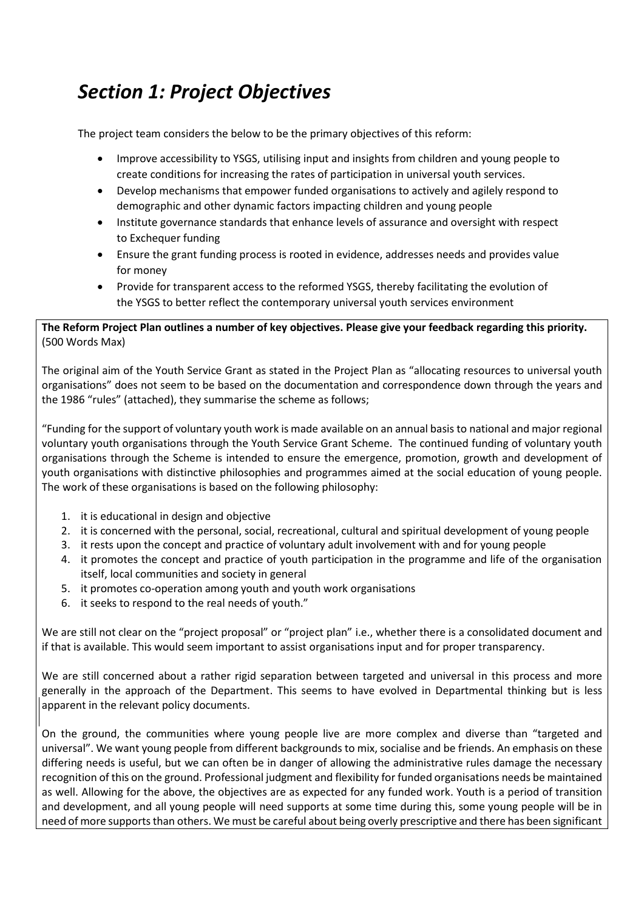# *Section 1: Project Objectives*

The project team considers the below to be the primary objectives of this reform:

- Improve accessibility to YSGS, utilising input and insights from children and young people to create conditions for increasing the rates of participation in universal youth services.
- Develop mechanisms that empower funded organisations to actively and agilely respond to demographic and other dynamic factors impacting children and young people
- Institute governance standards that enhance levels of assurance and oversight with respect to Exchequer funding
- Ensure the grant funding process is rooted in evidence, addresses needs and provides value for money
- Provide for transparent access to the reformed YSGS, thereby facilitating the evolution of the YSGS to better reflect the contemporary universal youth services environment

**The Reform Project Plan outlines a number of key objectives. Please give your feedback regarding this priority.** (500 Words Max)

The original aim of the Youth Service Grant as stated in the Project Plan as "allocating resources to universal youth organisations" does not seem to be based on the documentation and correspondence down through the years and the 1986 "rules" (attached), they summarise the scheme as follows;

"Funding for the support of voluntary youth work is made available on an annual basis to national and major regional voluntary youth organisations through the Youth Service Grant Scheme. The continued funding of voluntary youth organisations through the Scheme is intended to ensure the emergence, promotion, growth and development of youth organisations with distinctive philosophies and programmes aimed at the social education of young people. The work of these organisations is based on the following philosophy:

1. it is educational in design and objective
2. it is concerned with the personal, social, recreational, cultural and spiritual development of young people
3. it rests upon the concept and practice of voluntary adult involvement with and for young people
4. it promotes the concept and practice of youth participation in the programme and life of the organisation itself, local communities and society in general
5. it promotes co-operation among youth and youth work organisations
6. it seeks to respond to the real needs of youth."

We are still not clear on the "project proposal" or "project plan" i.e., whether there is a consolidated document and if that is available. This would seem important to assist organisations input and for proper transparency.

We are still concerned about a rather rigid separation between targeted and universal in this process and more generally in the approach of the Department. This seems to have evolved in Departmental thinking but is less apparent in the relevant policy documents.

On the ground, the communities where young people live are more complex and diverse than "targeted and universal". We want young people from different backgrounds to mix, socialise and be friends. An emphasis on these differing needs is useful, but we can often be in danger of allowing the administrative rules damage the necessary recognition of this on the ground. Professional judgment and flexibility for funded organisations needs be maintained as well. Allowing for the above, the objectives are as expected for any funded work. Youth is a period of transition and development, and all young people will need supports at some time during this, some young people will be in need of more supports than others. We must be careful about being overly prescriptive and there has been significant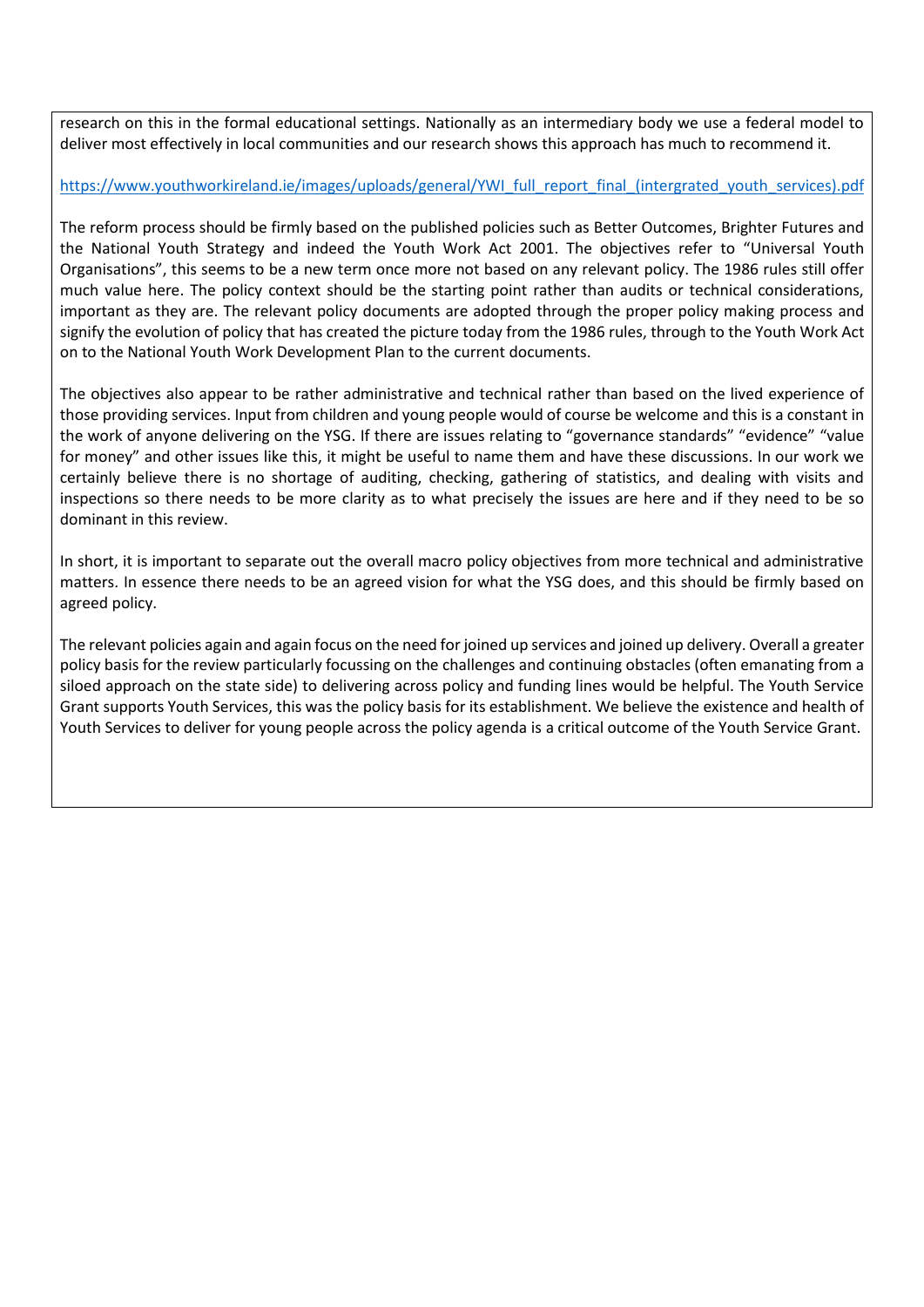research on this in the formal educational settings. Nationally as an intermediary body we use a federal model to deliver most effectively in local communities and our research shows this approach has much to recommend it.

https://www.youthworkireland.ie/images/uploads/general/YWI_full_report_final_(intergrated_youth_services).pdf

The reform process should be firmly based on the published policies such as Better Outcomes, Brighter Futures and the National Youth Strategy and indeed the Youth Work Act 2001. The objectives refer to "Universal Youth Organisations", this seems to be a new term once more not based on any relevant policy. The 1986 rules still offer much value here. The policy context should be the starting point rather than audits or technical considerations, important as they are. The relevant policy documents are adopted through the proper policy making process and signify the evolution of policy that has created the picture today from the 1986 rules, through to the Youth Work Act on to the National Youth Work Development Plan to the current documents.

The objectives also appear to be rather administrative and technical rather than based on the lived experience of those providing services. Input from children and young people would of course be welcome and this is a constant in the work of anyone delivering on the YSG. If there are issues relating to "governance standards" "evidence" "value for money" and other issues like this, it might be useful to name them and have these discussions. In our work we certainly believe there is no shortage of auditing, checking, gathering of statistics, and dealing with visits and inspections so there needs to be more clarity as to what precisely the issues are here and if they need to be so dominant in this review.

In short, it is important to separate out the overall macro policy objectives from more technical and administrative matters. In essence there needs to be an agreed vision for what the YSG does, and this should be firmly based on agreed policy.

The relevant policies again and again focus on the need for joined up services and joined up delivery. Overall a greater policy basis for the review particularly focussing on the challenges and continuing obstacles (often emanating from a siloed approach on the state side) to delivering across policy and funding lines would be helpful. The Youth Service Grant supports Youth Services, this was the policy basis for its establishment. We believe the existence and health of Youth Services to deliver for young people across the policy agenda is a critical outcome of the Youth Service Grant.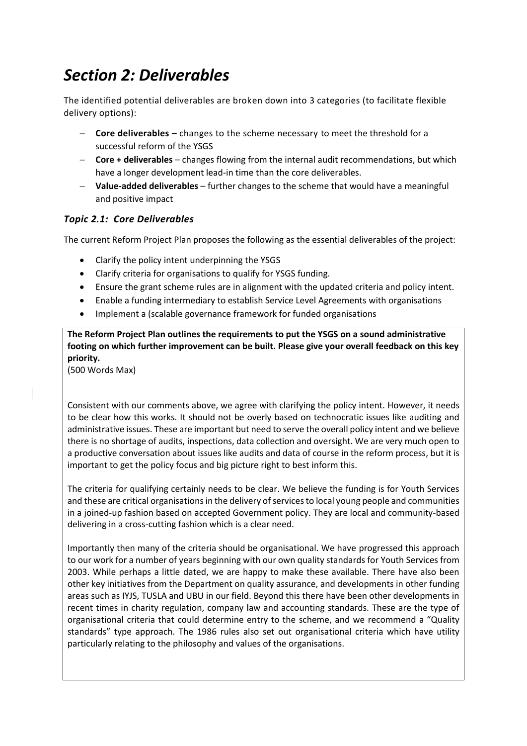# *Section 2: Deliverables*

The identified potential deliverables are broken down into 3 categories (to facilitate flexible delivery options):

- **Core deliverables** – changes to the scheme necessary to meet the threshold for a successful reform of the YSGS
- **Core + deliverables** – changes flowing from the internal audit recommendations, but which have a longer development lead-in time than the core deliverables.
- **Value-added deliverables** – further changes to the scheme that would have a meaningful and positive impact

### *Topic 2.1: Core Deliverables*

The current Reform Project Plan proposes the following as the essential deliverables of the project:

- Clarify the policy intent underpinning the YSGS
- Clarify criteria for organisations to qualify for YSGS funding.
- Ensure the grant scheme rules are in alignment with the updated criteria and policy intent.
- Enable a funding intermediary to establish Service Level Agreements with organisations
- Implement a (scalable governance framework for funded organisations

**The Reform Project Plan outlines the requirements to put the YSGS on a sound administrative footing on which further improvement can be built. Please give your overall feedback on this key priority.**

(500 Words Max)

Consistent with our comments above, we agree with clarifying the policy intent. However, it needs to be clear how this works. It should not be overly based on technocratic issues like auditing and administrative issues. These are important but need to serve the overall policy intent and we believe there is no shortage of audits, inspections, data collection and oversight. We are very much open to a productive conversation about issues like audits and data of course in the reform process, but it is important to get the policy focus and big picture right to best inform this.

The criteria for qualifying certainly needs to be clear. We believe the funding is for Youth Services and these are critical organisations in the delivery of services to local young people and communities in a joined-up fashion based on accepted Government policy. They are local and community-based delivering in a cross-cutting fashion which is a clear need.

Importantly then many of the criteria should be organisational. We have progressed this approach to our work for a number of years beginning with our own quality standards for Youth Services from 2003. While perhaps a little dated, we are happy to make these available. There have also been other key initiatives from the Department on quality assurance, and developments in other funding areas such as IYJS, TUSLA and UBU in our field. Beyond this there have been other developments in recent times in charity regulation, company law and accounting standards. These are the type of organisational criteria that could determine entry to the scheme, and we recommend a "Quality standards" type approach. The 1986 rules also set out organisational criteria which have utility particularly relating to the philosophy and values of the organisations.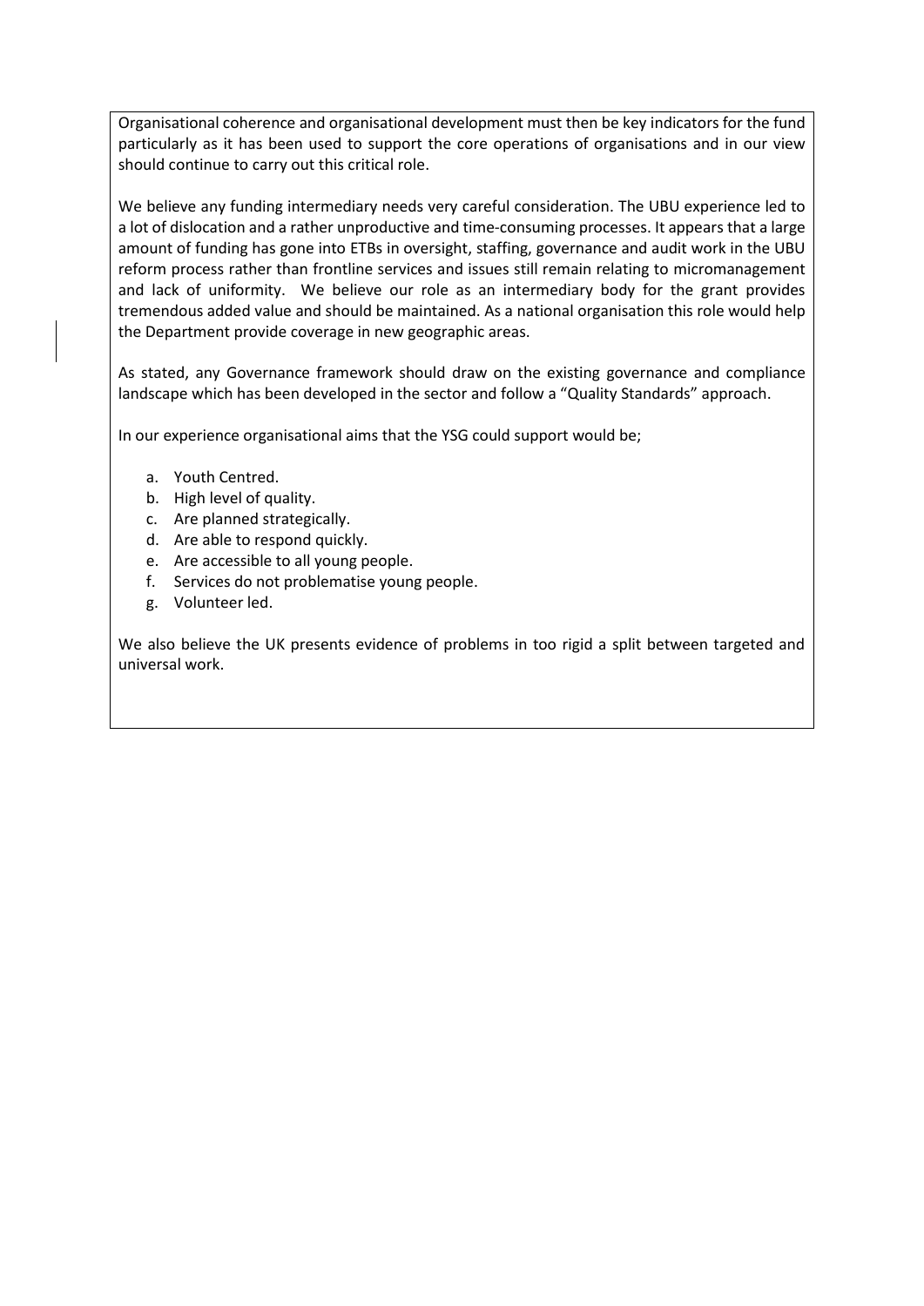Organisational coherence and organisational development must then be key indicators for the fund particularly as it has been used to support the core operations of organisations and in our view should continue to carry out this critical role.

We believe any funding intermediary needs very careful consideration. The UBU experience led to a lot of dislocation and a rather unproductive and time-consuming processes. It appears that a large amount of funding has gone into ETBs in oversight, staffing, governance and audit work in the UBU reform process rather than frontline services and issues still remain relating to micromanagement and lack of uniformity. We believe our role as an intermediary body for the grant provides tremendous added value and should be maintained. As a national organisation this role would help the Department provide coverage in new geographic areas.

As stated, any Governance framework should draw on the existing governance and compliance landscape which has been developed in the sector and follow a "Quality Standards" approach.

In our experience organisational aims that the YSG could support would be;

a. Youth Centred.
b. High level of quality.
c. Are planned strategically.
d. Are able to respond quickly.
e. Are accessible to all young people.
f. Services do not problematise young people.
g. Volunteer led.

We also believe the UK presents evidence of problems in too rigid a split between targeted and universal work.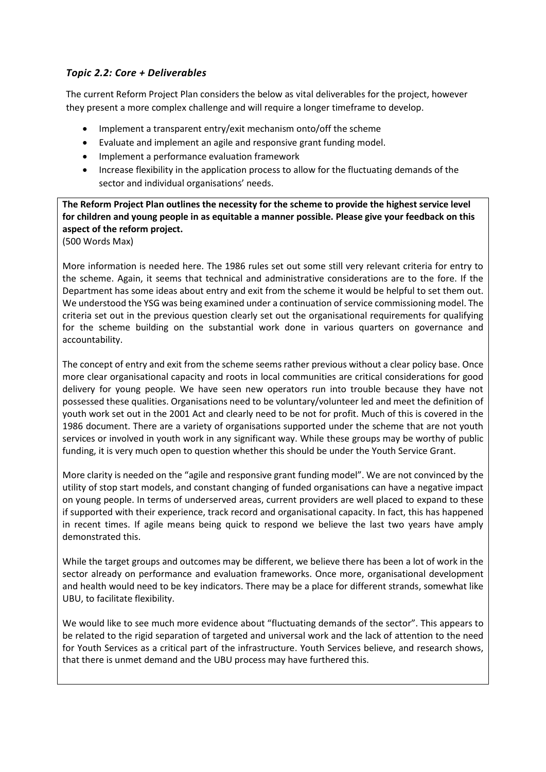### *Topic 2.2: Core + Deliverables*

The current Reform Project Plan considers the below as vital deliverables for the project, however they present a more complex challenge and will require a longer timeframe to develop.

- Implement a transparent entry/exit mechanism onto/off the scheme
- Evaluate and implement an agile and responsive grant funding model.
- Implement a performance evaluation framework
- Increase flexibility in the application process to allow for the fluctuating demands of the sector and individual organisations' needs.

**The Reform Project Plan outlines the necessity for the scheme to provide the highest service level for children and young people in as equitable a manner possible. Please give your feedback on this aspect of the reform project.**
(500 Words Max)

More information is needed here. The 1986 rules set out some still very relevant criteria for entry to the scheme. Again, it seems that technical and administrative considerations are to the fore. If the Department has some ideas about entry and exit from the scheme it would be helpful to set them out. We understood the YSG was being examined under a continuation of service commissioning model. The criteria set out in the previous question clearly set out the organisational requirements for qualifying for the scheme building on the substantial work done in various quarters on governance and accountability.

The concept of entry and exit from the scheme seems rather previous without a clear policy base. Once more clear organisational capacity and roots in local communities are critical considerations for good delivery for young people. We have seen new operators run into trouble because they have not possessed these qualities. Organisations need to be voluntary/volunteer led and meet the definition of youth work set out in the 2001 Act and clearly need to be not for profit. Much of this is covered in the 1986 document. There are a variety of organisations supported under the scheme that are not youth services or involved in youth work in any significant way. While these groups may be worthy of public funding, it is very much open to question whether this should be under the Youth Service Grant.

More clarity is needed on the "agile and responsive grant funding model". We are not convinced by the utility of stop start models, and constant changing of funded organisations can have a negative impact on young people. In terms of underserved areas, current providers are well placed to expand to these if supported with their experience, track record and organisational capacity. In fact, this has happened in recent times. If agile means being quick to respond we believe the last two years have amply demonstrated this.

While the target groups and outcomes may be different, we believe there has been a lot of work in the sector already on performance and evaluation frameworks. Once more, organisational development and health would need to be key indicators. There may be a place for different strands, somewhat like UBU, to facilitate flexibility.

We would like to see much more evidence about "fluctuating demands of the sector". This appears to be related to the rigid separation of targeted and universal work and the lack of attention to the need for Youth Services as a critical part of the infrastructure. Youth Services believe, and research shows, that there is unmet demand and the UBU process may have furthered this.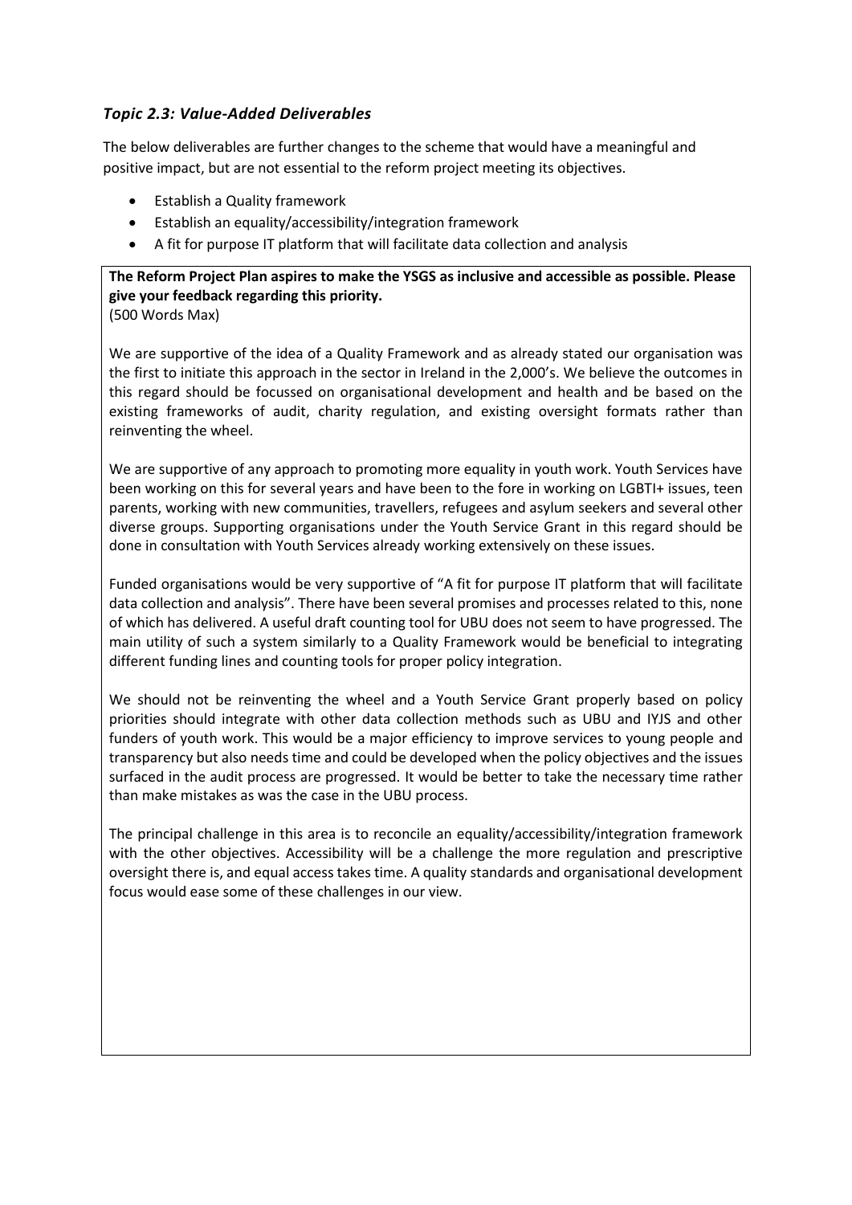### *Topic 2.3: Value-Added Deliverables*

The below deliverables are further changes to the scheme that would have a meaningful and positive impact, but are not essential to the reform project meeting its objectives.

- Establish a Quality framework
- Establish an equality/accessibility/integration framework
- A fit for purpose IT platform that will facilitate data collection and analysis

**The Reform Project Plan aspires to make the YSGS as inclusive and accessible as possible. Please give your feedback regarding this priority.**
(500 Words Max)

We are supportive of the idea of a Quality Framework and as already stated our organisation was the first to initiate this approach in the sector in Ireland in the 2,000's. We believe the outcomes in this regard should be focussed on organisational development and health and be based on the existing frameworks of audit, charity regulation, and existing oversight formats rather than reinventing the wheel.

We are supportive of any approach to promoting more equality in youth work. Youth Services have been working on this for several years and have been to the fore in working on LGBTI+ issues, teen parents, working with new communities, travellers, refugees and asylum seekers and several other diverse groups. Supporting organisations under the Youth Service Grant in this regard should be done in consultation with Youth Services already working extensively on these issues.

Funded organisations would be very supportive of "A fit for purpose IT platform that will facilitate data collection and analysis". There have been several promises and processes related to this, none of which has delivered. A useful draft counting tool for UBU does not seem to have progressed. The main utility of such a system similarly to a Quality Framework would be beneficial to integrating different funding lines and counting tools for proper policy integration.

We should not be reinventing the wheel and a Youth Service Grant properly based on policy priorities should integrate with other data collection methods such as UBU and IYJS and other funders of youth work. This would be a major efficiency to improve services to young people and transparency but also needs time and could be developed when the policy objectives and the issues surfaced in the audit process are progressed. It would be better to take the necessary time rather than make mistakes as was the case in the UBU process.

The principal challenge in this area is to reconcile an equality/accessibility/integration framework with the other objectives. Accessibility will be a challenge the more regulation and prescriptive oversight there is, and equal access takes time. A quality standards and organisational development focus would ease some of these challenges in our view.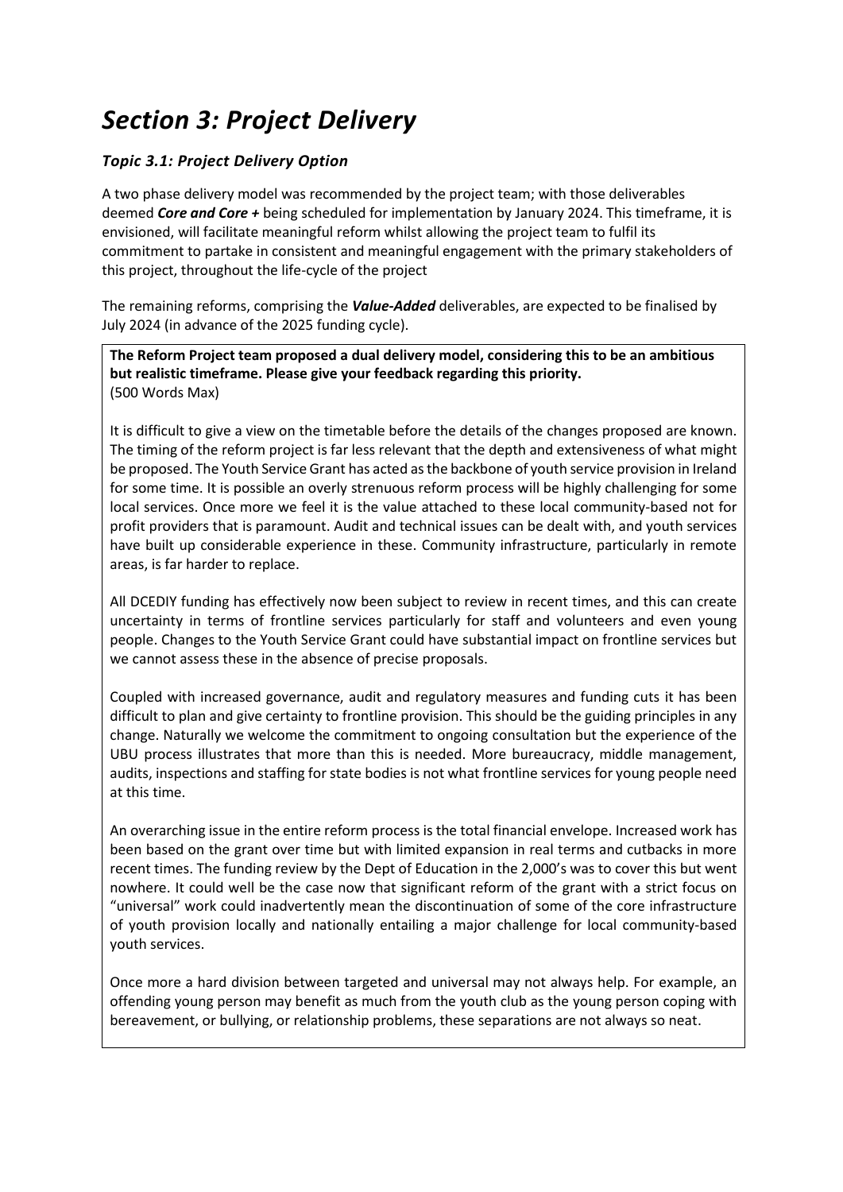# *Section 3: Project Delivery*

### *Topic 3.1: Project Delivery Option*

A two phase delivery model was recommended by the project team; with those deliverables deemed ***Core and Core +*** being scheduled for implementation by January 2024. This timeframe, it is envisioned, will facilitate meaningful reform whilst allowing the project team to fulfil its commitment to partake in consistent and meaningful engagement with the primary stakeholders of this project, throughout the life-cycle of the project

The remaining reforms, comprising the ***Value-Added*** deliverables, are expected to be finalised by July 2024 (in advance of the 2025 funding cycle).

**The Reform Project team proposed a dual delivery model, considering this to be an ambitious but realistic timeframe. Please give your feedback regarding this priority.**
(500 Words Max)

It is difficult to give a view on the timetable before the details of the changes proposed are known. The timing of the reform project is far less relevant that the depth and extensiveness of what might be proposed. The Youth Service Grant has acted as the backbone of youth service provision in Ireland for some time. It is possible an overly strenuous reform process will be highly challenging for some local services. Once more we feel it is the value attached to these local community-based not for profit providers that is paramount. Audit and technical issues can be dealt with, and youth services have built up considerable experience in these. Community infrastructure, particularly in remote areas, is far harder to replace.

All DCEDIY funding has effectively now been subject to review in recent times, and this can create uncertainty in terms of frontline services particularly for staff and volunteers and even young people. Changes to the Youth Service Grant could have substantial impact on frontline services but we cannot assess these in the absence of precise proposals.

Coupled with increased governance, audit and regulatory measures and funding cuts it has been difficult to plan and give certainty to frontline provision. This should be the guiding principles in any change. Naturally we welcome the commitment to ongoing consultation but the experience of the UBU process illustrates that more than this is needed. More bureaucracy, middle management, audits, inspections and staffing for state bodies is not what frontline services for young people need at this time.

An overarching issue in the entire reform process is the total financial envelope. Increased work has been based on the grant over time but with limited expansion in real terms and cutbacks in more recent times. The funding review by the Dept of Education in the 2,000's was to cover this but went nowhere. It could well be the case now that significant reform of the grant with a strict focus on "universal" work could inadvertently mean the discontinuation of some of the core infrastructure of youth provision locally and nationally entailing a major challenge for local community-based youth services.

Once more a hard division between targeted and universal may not always help. For example, an offending young person may benefit as much from the youth club as the young person coping with bereavement, or bullying, or relationship problems, these separations are not always so neat.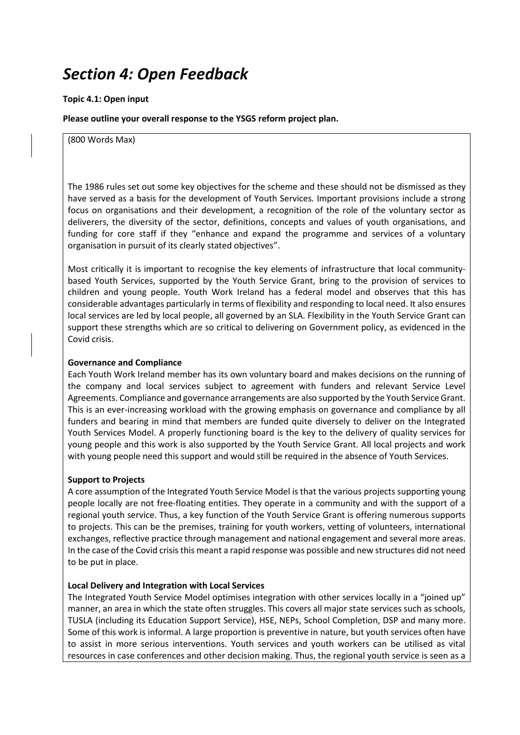# *Section 4: Open Feedback*

**Topic 4.1: Open input**

**Please outline your overall response to the YSGS reform project plan.**

(800 Words Max)

The 1986 rules set out some key objectives for the scheme and these should not be dismissed as they have served as a basis for the development of Youth Services. Important provisions include a strong focus on organisations and their development, a recognition of the role of the voluntary sector as deliverers, the diversity of the sector, definitions, concepts and values of youth organisations, and funding for core staff if they "enhance and expand the programme and services of a voluntary organisation in pursuit of its clearly stated objectives".

Most critically it is important to recognise the key elements of infrastructure that local community-based Youth Services, supported by the Youth Service Grant, bring to the provision of services to children and young people. Youth Work Ireland has a federal model and observes that this has considerable advantages particularly in terms of flexibility and responding to local need. It also ensures local services are led by local people, all governed by an SLA. Flexibility in the Youth Service Grant can support these strengths which are so critical to delivering on Government policy, as evidenced in the Covid crisis.

**Governance and Compliance**

Each Youth Work Ireland member has its own voluntary board and makes decisions on the running of the company and local services subject to agreement with funders and relevant Service Level Agreements. Compliance and governance arrangements are also supported by the Youth Service Grant. This is an ever-increasing workload with the growing emphasis on governance and compliance by all funders and bearing in mind that members are funded quite diversely to deliver on the Integrated Youth Services Model. A properly functioning board is the key to the delivery of quality services for young people and this work is also supported by the Youth Service Grant. All local projects and work with young people need this support and would still be required in the absence of Youth Services.

**Support to Projects**

A core assumption of the Integrated Youth Service Model is that the various projects supporting young people locally are not free-floating entities. They operate in a community and with the support of a regional youth service. Thus, a key function of the Youth Service Grant is offering numerous supports to projects. This can be the premises, training for youth workers, vetting of volunteers, international exchanges, reflective practice through management and national engagement and several more areas. In the case of the Covid crisis this meant a rapid response was possible and new structures did not need to be put in place.

**Local Delivery and Integration with Local Services**

The Integrated Youth Service Model optimises integration with other services locally in a "joined up" manner, an area in which the state often struggles. This covers all major state services such as schools, TUSLA (including its Education Support Service), HSE, NEPs, School Completion, DSP and many more. Some of this work is informal. A large proportion is preventive in nature, but youth services often have to assist in more serious interventions. Youth services and youth workers can be utilised as vital resources in case conferences and other decision making. Thus, the regional youth service is seen as a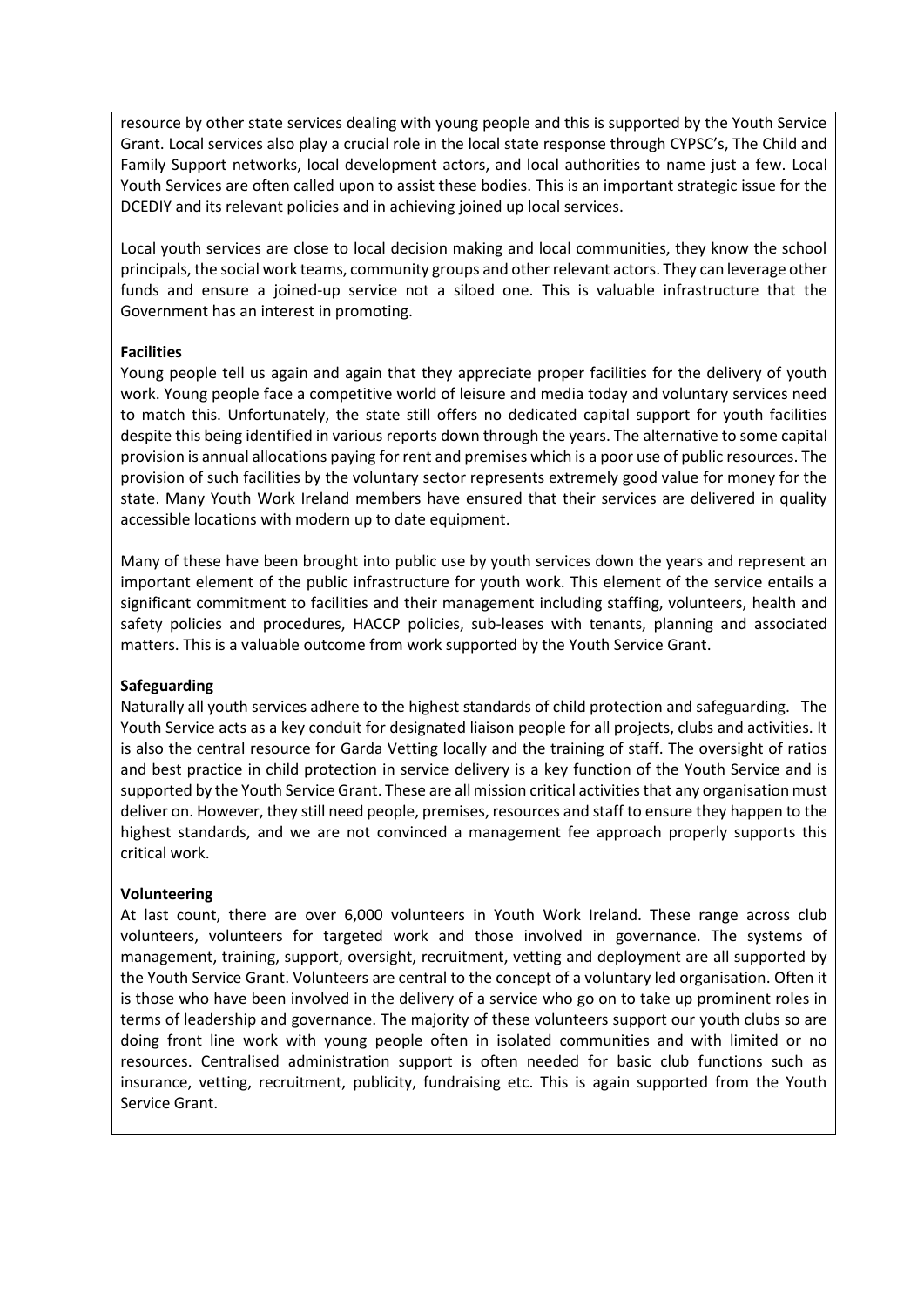resource by other state services dealing with young people and this is supported by the Youth Service Grant. Local services also play a crucial role in the local state response through CYPSC's, The Child and Family Support networks, local development actors, and local authorities to name just a few. Local Youth Services are often called upon to assist these bodies. This is an important strategic issue for the DCEDIY and its relevant policies and in achieving joined up local services.

Local youth services are close to local decision making and local communities, they know the school principals, the social work teams, community groups and other relevant actors. They can leverage other funds and ensure a joined-up service not a siloed one. This is valuable infrastructure that the Government has an interest in promoting.

**Facilities**

Young people tell us again and again that they appreciate proper facilities for the delivery of youth work. Young people face a competitive world of leisure and media today and voluntary services need to match this. Unfortunately, the state still offers no dedicated capital support for youth facilities despite this being identified in various reports down through the years. The alternative to some capital provision is annual allocations paying for rent and premises which is a poor use of public resources. The provision of such facilities by the voluntary sector represents extremely good value for money for the state. Many Youth Work Ireland members have ensured that their services are delivered in quality accessible locations with modern up to date equipment.

Many of these have been brought into public use by youth services down the years and represent an important element of the public infrastructure for youth work. This element of the service entails a significant commitment to facilities and their management including staffing, volunteers, health and safety policies and procedures, HACCP policies, sub-leases with tenants, planning and associated matters. This is a valuable outcome from work supported by the Youth Service Grant.

**Safeguarding**

Naturally all youth services adhere to the highest standards of child protection and safeguarding. The Youth Service acts as a key conduit for designated liaison people for all projects, clubs and activities. It is also the central resource for Garda Vetting locally and the training of staff. The oversight of ratios and best practice in child protection in service delivery is a key function of the Youth Service and is supported by the Youth Service Grant. These are all mission critical activities that any organisation must deliver on. However, they still need people, premises, resources and staff to ensure they happen to the highest standards, and we are not convinced a management fee approach properly supports this critical work.

**Volunteering**

At last count, there are over 6,000 volunteers in Youth Work Ireland. These range across club volunteers, volunteers for targeted work and those involved in governance. The systems of management, training, support, oversight, recruitment, vetting and deployment are all supported by the Youth Service Grant. Volunteers are central to the concept of a voluntary led organisation. Often it is those who have been involved in the delivery of a service who go on to take up prominent roles in terms of leadership and governance. The majority of these volunteers support our youth clubs so are doing front line work with young people often in isolated communities and with limited or no resources. Centralised administration support is often needed for basic club functions such as insurance, vetting, recruitment, publicity, fundraising etc. This is again supported from the Youth Service Grant.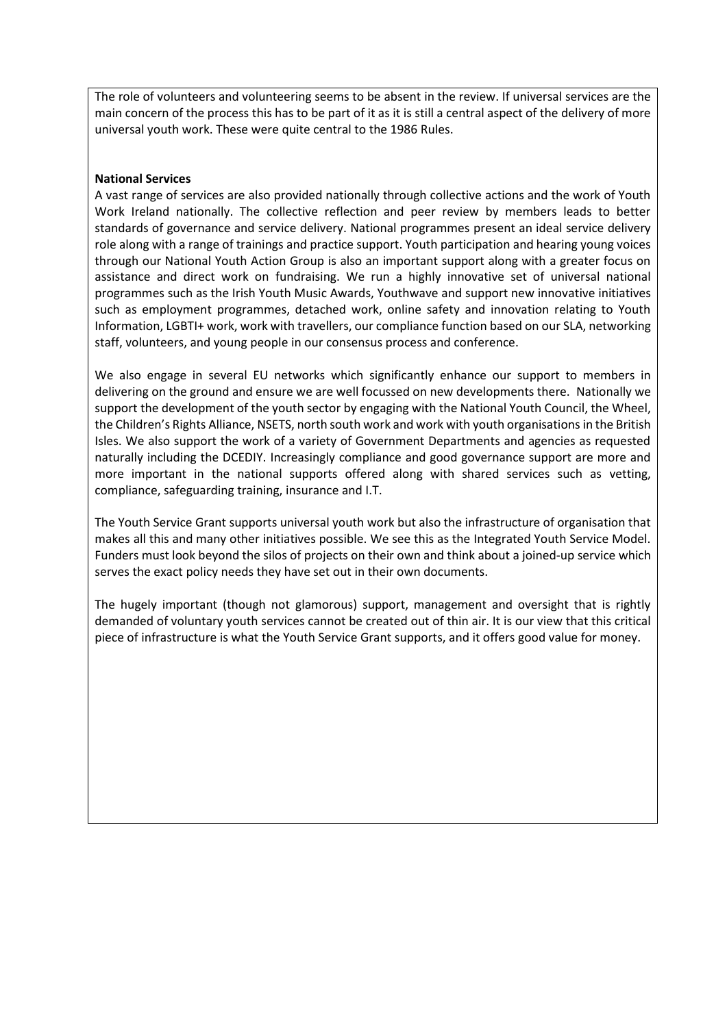The role of volunteers and volunteering seems to be absent in the review. If universal services are the main concern of the process this has to be part of it as it is still a central aspect of the delivery of more universal youth work. These were quite central to the 1986 Rules.

**National Services**

A vast range of services are also provided nationally through collective actions and the work of Youth Work Ireland nationally. The collective reflection and peer review by members leads to better standards of governance and service delivery. National programmes present an ideal service delivery role along with a range of trainings and practice support. Youth participation and hearing young voices through our National Youth Action Group is also an important support along with a greater focus on assistance and direct work on fundraising. We run a highly innovative set of universal national programmes such as the Irish Youth Music Awards, Youthwave and support new innovative initiatives such as employment programmes, detached work, online safety and innovation relating to Youth Information, LGBTI+ work, work with travellers, our compliance function based on our SLA, networking staff, volunteers, and young people in our consensus process and conference.

We also engage in several EU networks which significantly enhance our support to members in delivering on the ground and ensure we are well focussed on new developments there. Nationally we support the development of the youth sector by engaging with the National Youth Council, the Wheel, the Children's Rights Alliance, NSETS, north south work and work with youth organisations in the British Isles. We also support the work of a variety of Government Departments and agencies as requested naturally including the DCEDIY. Increasingly compliance and good governance support are more and more important in the national supports offered along with shared services such as vetting, compliance, safeguarding training, insurance and I.T.

The Youth Service Grant supports universal youth work but also the infrastructure of organisation that makes all this and many other initiatives possible. We see this as the Integrated Youth Service Model. Funders must look beyond the silos of projects on their own and think about a joined-up service which serves the exact policy needs they have set out in their own documents.

The hugely important (though not glamorous) support, management and oversight that is rightly demanded of voluntary youth services cannot be created out of thin air. It is our view that this critical piece of infrastructure is what the Youth Service Grant supports, and it offers good value for money.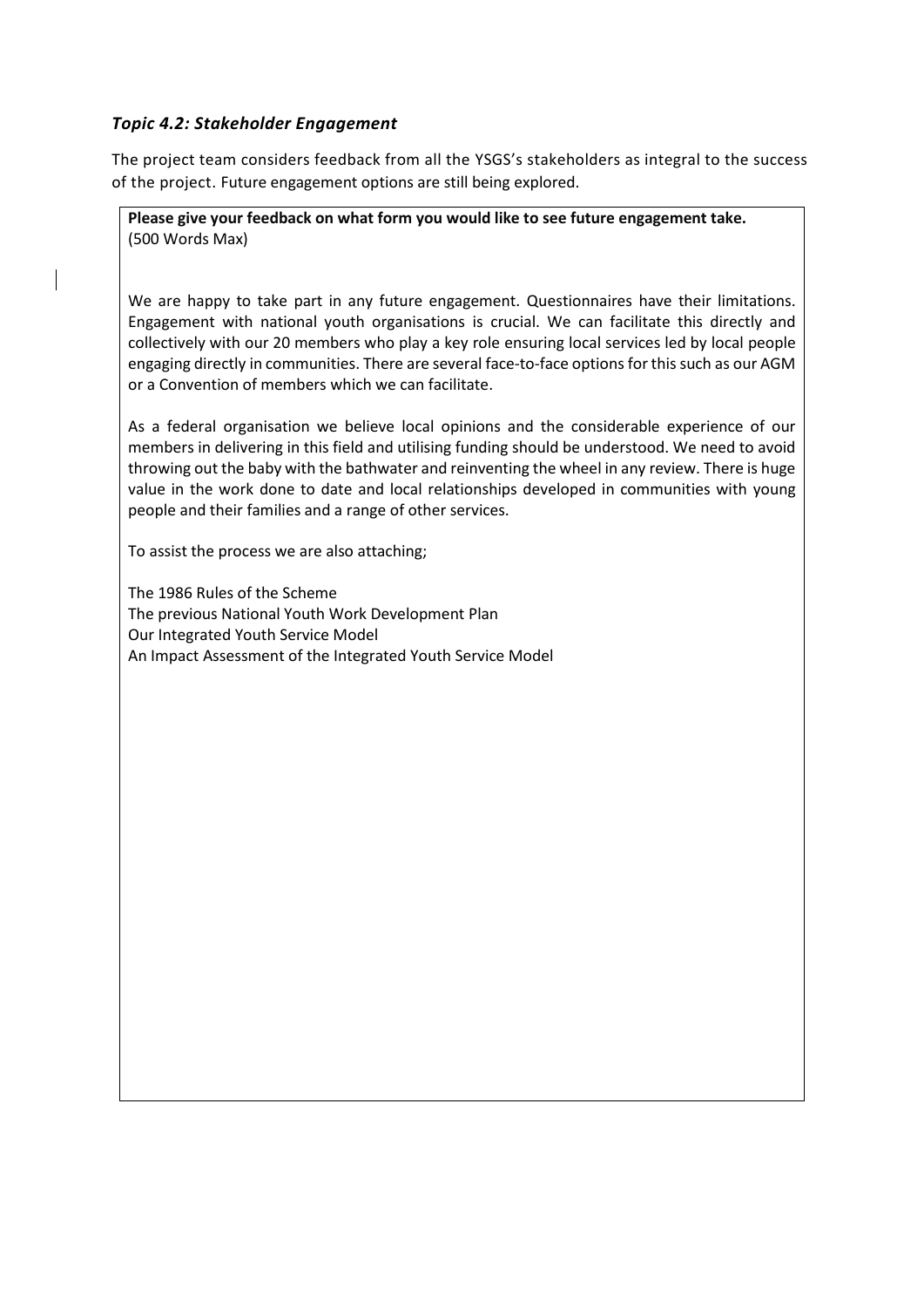### *Topic 4.2: Stakeholder Engagement*

The project team considers feedback from all the YSGS's stakeholders as integral to the success of the project. Future engagement options are still being explored.

**Please give your feedback on what form you would like to see future engagement take.** (500 Words Max)

We are happy to take part in any future engagement. Questionnaires have their limitations. Engagement with national youth organisations is crucial. We can facilitate this directly and collectively with our 20 members who play a key role ensuring local services led by local people engaging directly in communities. There are several face-to-face options for this such as our AGM or a Convention of members which we can facilitate.

As a federal organisation we believe local opinions and the considerable experience of our members in delivering in this field and utilising funding should be understood. We need to avoid throwing out the baby with the bathwater and reinventing the wheel in any review. There is huge value in the work done to date and local relationships developed in communities with young people and their families and a range of other services.

To assist the process we are also attaching;

The 1986 Rules of the Scheme
The previous National Youth Work Development Plan
Our Integrated Youth Service Model
An Impact Assessment of the Integrated Youth Service Model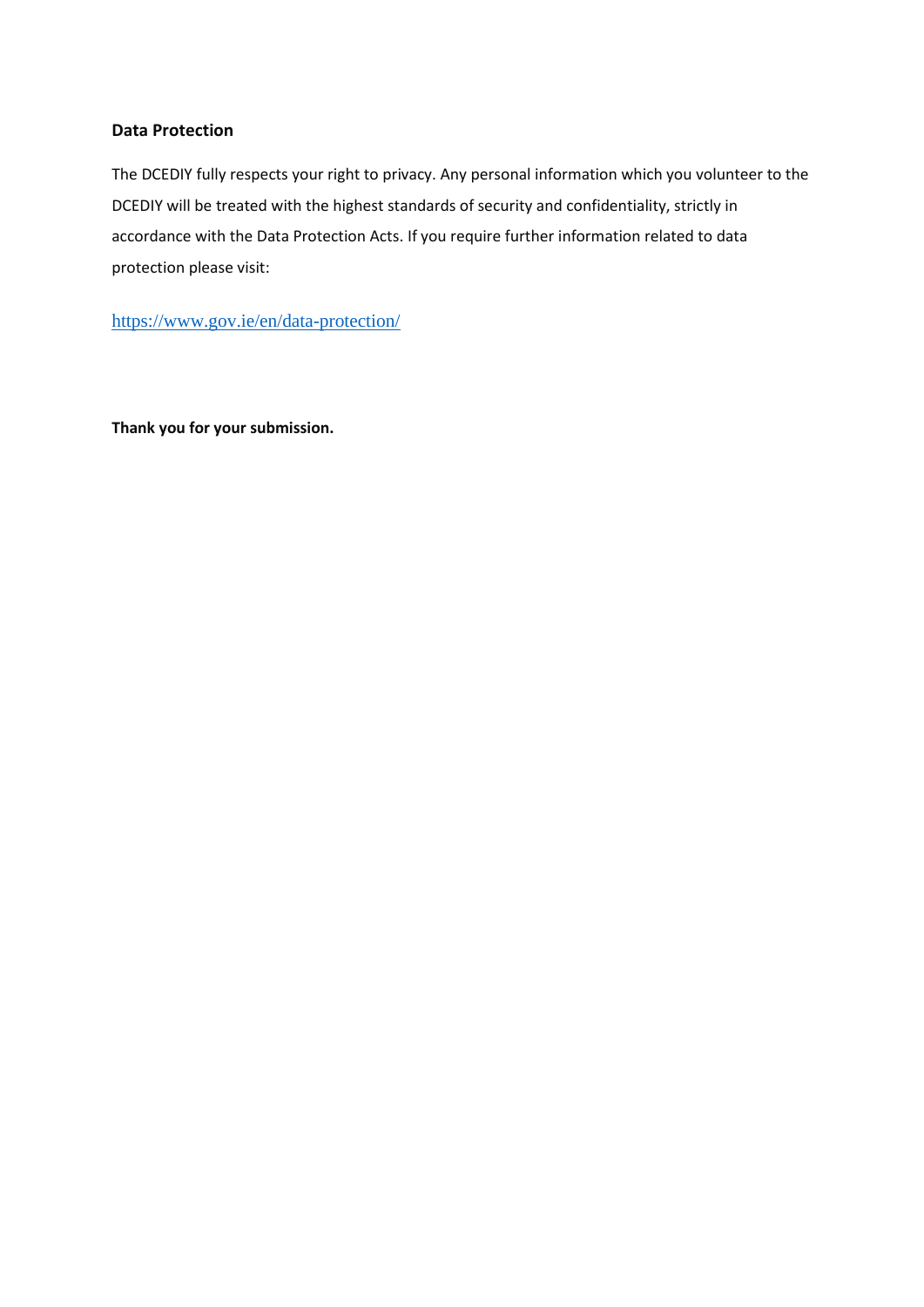**Data Protection**

The DCEDIY fully respects your right to privacy. Any personal information which you volunteer to the DCEDIY will be treated with the highest standards of security and confidentiality, strictly in accordance with the Data Protection Acts. If you require further information related to data protection please visit:

https://www.gov.ie/en/data-protection/

**Thank you for your submission.**